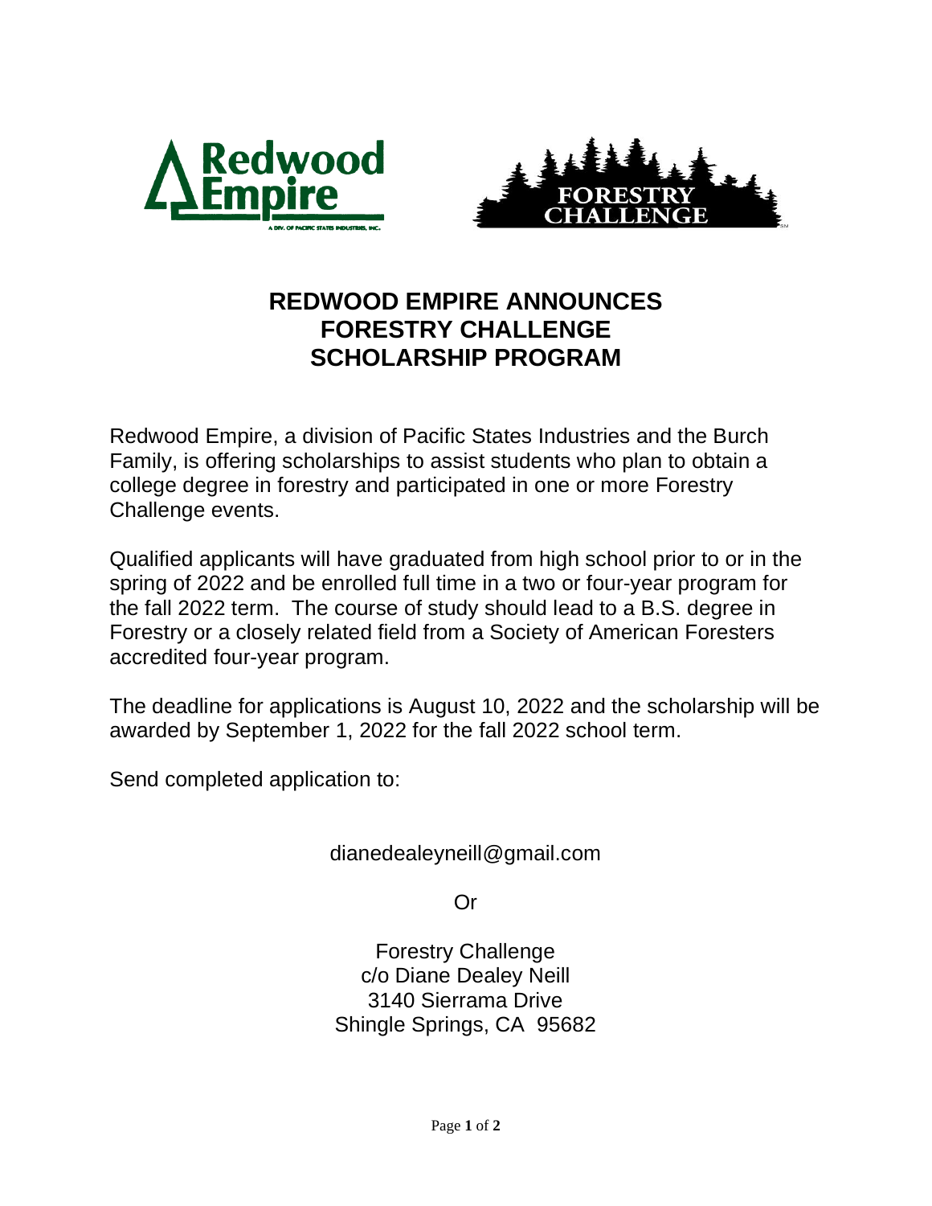# REDWOOD EMPIRE ANNOUNCES FORESTRY CHALLENGE SCHOLARSHIP PROGRAM

Redwood Empire, a division of Pacific States Industries and the Burch Family, is offering scholarships to assist students who plan to obtain a college degree in forestry and participated in one or more Forestry Challenge events.

Qualified applicants will have graduated from high school prior to or in the spring of 2022 and be enrolled full time in a two or four-year program for the fall 2022 term. The course of study should lead to a B.S. degree in Forestry or a closely related field from a Society of American Foresters accredited four-year program.

The deadline for applications is August 10, 2022 and the scholarship will be awarded by September 1, 2022 for the fall 2022 school term.

Send completed application to:

dianedealeyneill@gmail.com

Or

Forestry Challenge
c/o Diane Dealey Neill
3140 Sierrama Drive
Shingle Springs, CA 95682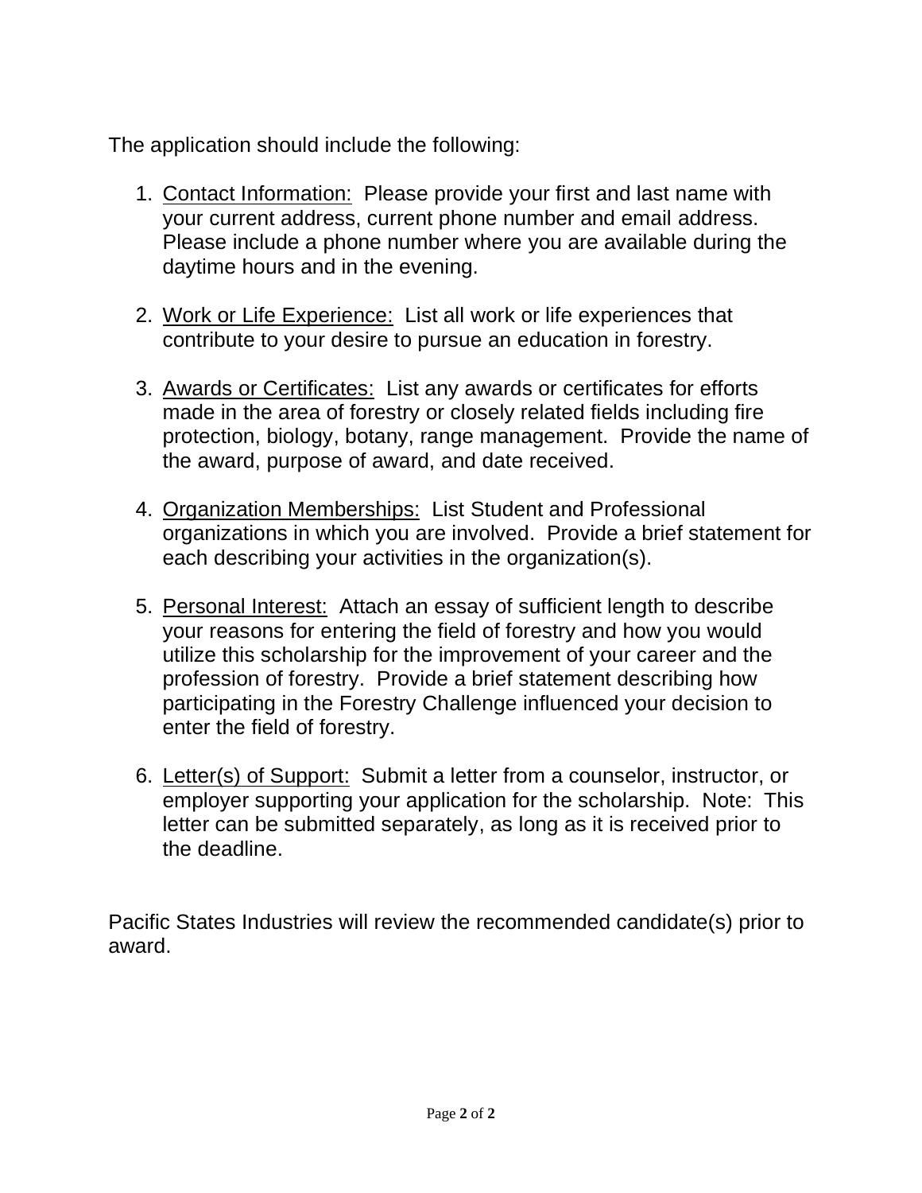The application should include the following:

1. Contact Information: Please provide your first and last name with your current address, current phone number and email address. Please include a phone number where you are available during the daytime hours and in the evening.

2. Work or Life Experience: List all work or life experiences that contribute to your desire to pursue an education in forestry.

3. Awards or Certificates: List any awards or certificates for efforts made in the area of forestry or closely related fields including fire protection, biology, botany, range management. Provide the name of the award, purpose of award, and date received.

4. Organization Memberships: List Student and Professional organizations in which you are involved. Provide a brief statement for each describing your activities in the organization(s).

5. Personal Interest: Attach an essay of sufficient length to describe your reasons for entering the field of forestry and how you would utilize this scholarship for the improvement of your career and the profession of forestry. Provide a brief statement describing how participating in the Forestry Challenge influenced your decision to enter the field of forestry.

6. Letter(s) of Support: Submit a letter from a counselor, instructor, or employer supporting your application for the scholarship. Note: This letter can be submitted separately, as long as it is received prior to the deadline.

Pacific States Industries will review the recommended candidate(s) prior to award.